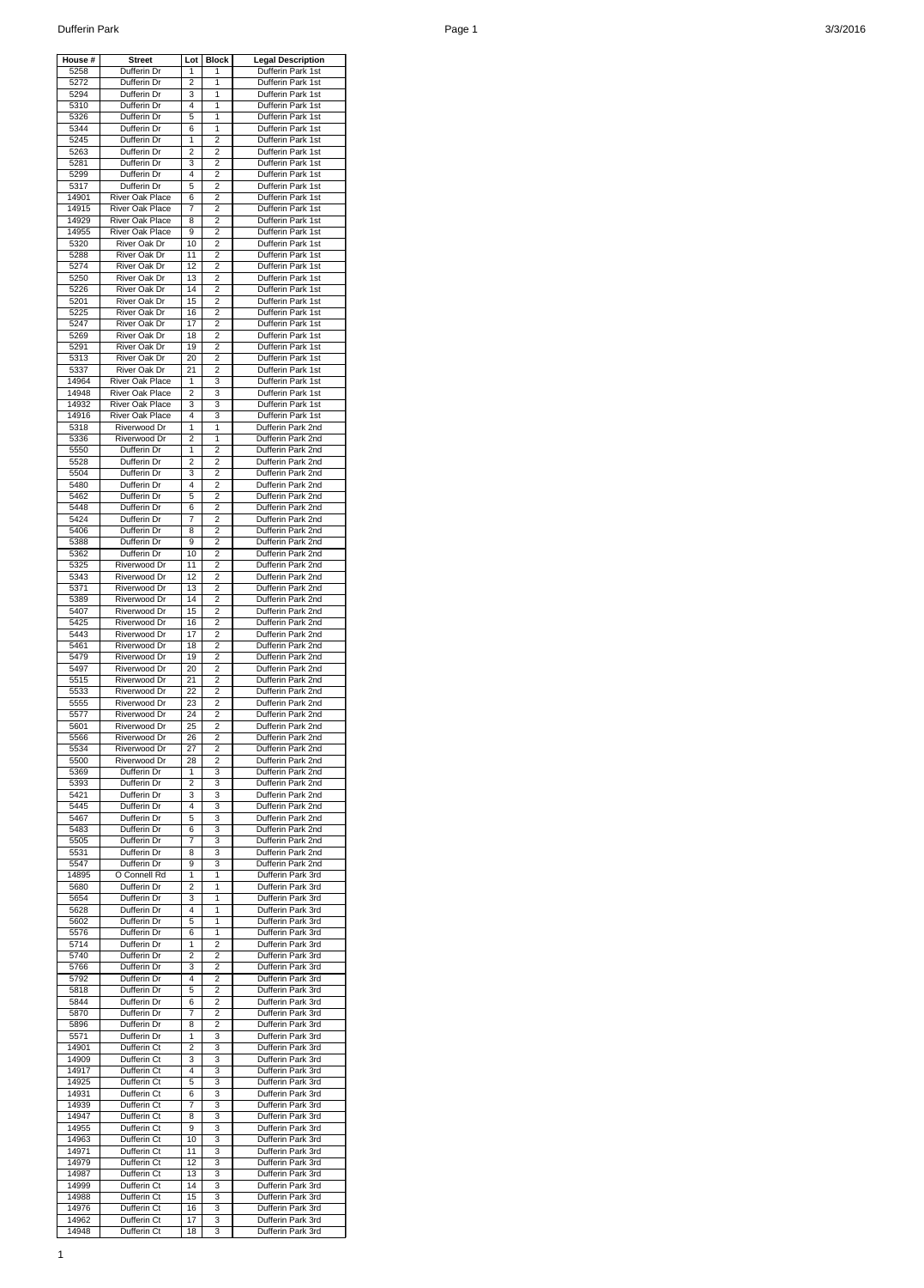| House # | Street | Lot | Block | Legal Description |
|---|---|---|---|---|
| 5258 | Dufferin Dr | 1 | 1 | Dufferin Park 1st |
| 5272 | Dufferin Dr | 2 | 1 | Dufferin Park 1st |
| 5294 | Dufferin Dr | 3 | 1 | Dufferin Park 1st |
| 5310 | Dufferin Dr | 4 | 1 | Dufferin Park 1st |
| 5326 | Dufferin Dr | 5 | 1 | Dufferin Park 1st |
| 5344 | Dufferin Dr | 6 | 1 | Dufferin Park 1st |
| 5245 | Dufferin Dr | 1 | 2 | Dufferin Park 1st |
| 5263 | Dufferin Dr | 2 | 2 | Dufferin Park 1st |
| 5281 | Dufferin Dr | 3 | 2 | Dufferin Park 1st |
| 5299 | Dufferin Dr | 4 | 2 | Dufferin Park 1st |
| 5317 | Dufferin Dr | 5 | 2 | Dufferin Park 1st |
| 14901 | River Oak Place | 6 | 2 | Dufferin Park 1st |
| 14915 | River Oak Place | 7 | 2 | Dufferin Park 1st |
| 14929 | River Oak Place | 8 | 2 | Dufferin Park 1st |
| 14955 | River Oak Place | 9 | 2 | Dufferin Park 1st |
| 5320 | River Oak Dr | 10 | 2 | Dufferin Park 1st |
| 5288 | River Oak Dr | 11 | 2 | Dufferin Park 1st |
| 5274 | River Oak Dr | 12 | 2 | Dufferin Park 1st |
| 5250 | River Oak Dr | 13 | 2 | Dufferin Park 1st |
| 5226 | River Oak Dr | 14 | 2 | Dufferin Park 1st |
| 5201 | River Oak Dr | 15 | 2 | Dufferin Park 1st |
| 5225 | River Oak Dr | 16 | 2 | Dufferin Park 1st |
| 5247 | River Oak Dr | 17 | 2 | Dufferin Park 1st |
| 5269 | River Oak Dr | 18 | 2 | Dufferin Park 1st |
| 5291 | River Oak Dr | 19 | 2 | Dufferin Park 1st |
| 5313 | River Oak Dr | 20 | 2 | Dufferin Park 1st |
| 5337 | River Oak Dr | 21 | 2 | Dufferin Park 1st |
| 14964 | River Oak Place | 1 | 3 | Dufferin Park 1st |
| 14948 | River Oak Place | 2 | 3 | Dufferin Park 1st |
| 14932 | River Oak Place | 3 | 3 | Dufferin Park 1st |
| 14916 | River Oak Place | 4 | 3 | Dufferin Park 1st |
| 5318 | Riverwood Dr | 1 | 1 | Dufferin Park 2nd |
| 5336 | Riverwood Dr | 2 | 1 | Dufferin Park 2nd |
| 5550 | Dufferin Dr | 1 | 2 | Dufferin Park 2nd |
| 5528 | Dufferin Dr | 2 | 2 | Dufferin Park 2nd |
| 5504 | Dufferin Dr | 3 | 2 | Dufferin Park 2nd |
| 5480 | Dufferin Dr | 4 | 2 | Dufferin Park 2nd |
| 5462 | Dufferin Dr | 5 | 2 | Dufferin Park 2nd |
| 5448 | Dufferin Dr | 6 | 2 | Dufferin Park 2nd |
| 5424 | Dufferin Dr | 7 | 2 | Dufferin Park 2nd |
| 5406 | Dufferin Dr | 8 | 2 | Dufferin Park 2nd |
| 5388 | Dufferin Dr | 9 | 2 | Dufferin Park 2nd |
| 5362 | Dufferin Dr | 10 | 2 | Dufferin Park 2nd |
| 5325 | Riverwood Dr | 11 | 2 | Dufferin Park 2nd |
| 5343 | Riverwood Dr | 12 | 2 | Dufferin Park 2nd |
| 5371 | Riverwood Dr | 13 | 2 | Dufferin Park 2nd |
| 5389 | Riverwood Dr | 14 | 2 | Dufferin Park 2nd |
| 5407 | Riverwood Dr | 15 | 2 | Dufferin Park 2nd |
| 5425 | Riverwood Dr | 16 | 2 | Dufferin Park 2nd |
| 5443 | Riverwood Dr | 17 | 2 | Dufferin Park 2nd |
| 5461 | Riverwood Dr | 18 | 2 | Dufferin Park 2nd |
| 5479 | Riverwood Dr | 19 | 2 | Dufferin Park 2nd |
| 5497 | Riverwood Dr | 20 | 2 | Dufferin Park 2nd |
| 5515 | Riverwood Dr | 21 | 2 | Dufferin Park 2nd |
| 5533 | Riverwood Dr | 22 | 2 | Dufferin Park 2nd |
| 5555 | Riverwood Dr | 23 | 2 | Dufferin Park 2nd |
| 5577 | Riverwood Dr | 24 | 2 | Dufferin Park 2nd |
| 5601 | Riverwood Dr | 25 | 2 | Dufferin Park 2nd |
| 5566 | Riverwood Dr | 26 | 2 | Dufferin Park 2nd |
| 5534 | Riverwood Dr | 27 | 2 | Dufferin Park 2nd |
| 5500 | Riverwood Dr | 28 | 2 | Dufferin Park 2nd |
| 5369 | Dufferin Dr | 1 | 3 | Dufferin Park 2nd |
| 5393 | Dufferin Dr | 2 | 3 | Dufferin Park 2nd |
| 5421 | Dufferin Dr | 3 | 3 | Dufferin Park 2nd |
| 5445 | Dufferin Dr | 4 | 3 | Dufferin Park 2nd |
| 5467 | Dufferin Dr | 5 | 3 | Dufferin Park 2nd |
| 5483 | Dufferin Dr | 6 | 3 | Dufferin Park 2nd |
| 5505 | Dufferin Dr | 7 | 3 | Dufferin Park 2nd |
| 5531 | Dufferin Dr | 8 | 3 | Dufferin Park 2nd |
| 5547 | Dufferin Dr | 9 | 3 | Dufferin Park 2nd |
| 14895 | O Connell Rd | 1 | 1 | Dufferin Park 3rd |
| 5680 | Dufferin Dr | 2 | 1 | Dufferin Park 3rd |
| 5654 | Dufferin Dr | 3 | 1 | Dufferin Park 3rd |
| 5628 | Dufferin Dr | 4 | 1 | Dufferin Park 3rd |
| 5602 | Dufferin Dr | 5 | 1 | Dufferin Park 3rd |
| 5576 | Dufferin Dr | 6 | 1 | Dufferin Park 3rd |
| 5714 | Dufferin Dr | 1 | 2 | Dufferin Park 3rd |
| 5740 | Dufferin Dr | 2 | 2 | Dufferin Park 3rd |
| 5766 | Dufferin Dr | 3 | 2 | Dufferin Park 3rd |
| 5792 | Dufferin Dr | 4 | 2 | Dufferin Park 3rd |
| 5818 | Dufferin Dr | 5 | 2 | Dufferin Park 3rd |
| 5844 | Dufferin Dr | 6 | 2 | Dufferin Park 3rd |
| 5870 | Dufferin Dr | 7 | 2 | Dufferin Park 3rd |
| 5896 | Dufferin Dr | 8 | 2 | Dufferin Park 3rd |
| 5571 | Dufferin Dr | 1 | 3 | Dufferin Park 3rd |
| 14901 | Dufferin Ct | 2 | 3 | Dufferin Park 3rd |
| 14909 | Dufferin Ct | 3 | 3 | Dufferin Park 3rd |
| 14917 | Dufferin Ct | 4 | 3 | Dufferin Park 3rd |
| 14925 | Dufferin Ct | 5 | 3 | Dufferin Park 3rd |
| 14931 | Dufferin Ct | 6 | 3 | Dufferin Park 3rd |
| 14939 | Dufferin Ct | 7 | 3 | Dufferin Park 3rd |
| 14947 | Dufferin Ct | 8 | 3 | Dufferin Park 3rd |
| 14955 | Dufferin Ct | 9 | 3 | Dufferin Park 3rd |
| 14963 | Dufferin Ct | 10 | 3 | Dufferin Park 3rd |
| 14971 | Dufferin Ct | 11 | 3 | Dufferin Park 3rd |
| 14979 | Dufferin Ct | 12 | 3 | Dufferin Park 3rd |
| 14987 | Dufferin Ct | 13 | 3 | Dufferin Park 3rd |
| 14999 | Dufferin Ct | 14 | 3 | Dufferin Park 3rd |
| 14988 | Dufferin Ct | 15 | 3 | Dufferin Park 3rd |
| 14976 | Dufferin Ct | 16 | 3 | Dufferin Park 3rd |
| 14962 | Dufferin Ct | 17 | 3 | Dufferin Park 3rd |
| 14948 | Dufferin Ct | 18 | 3 | Dufferin Park 3rd |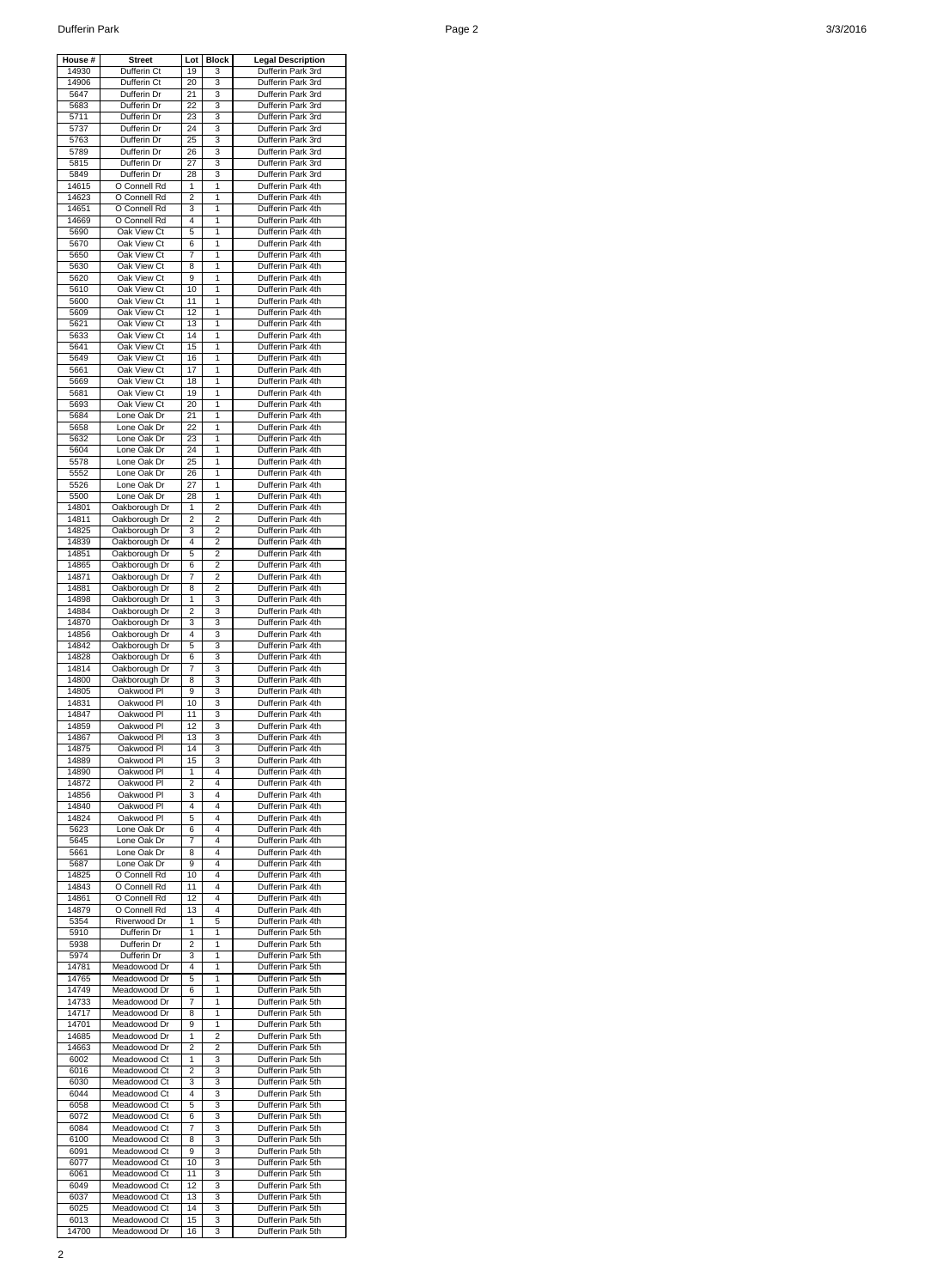| House # | Street | Lot | Block | Legal Description |
|---|---|---|---|---|
| 14930 | Dufferin Ct | 19 | 3 | Dufferin Park 3rd |
| 14906 | Dufferin Ct | 20 | 3 | Dufferin Park 3rd |
| 5647 | Dufferin Dr | 21 | 3 | Dufferin Park 3rd |
| 5683 | Dufferin Dr | 22 | 3 | Dufferin Park 3rd |
| 5711 | Dufferin Dr | 23 | 3 | Dufferin Park 3rd |
| 5737 | Dufferin Dr | 24 | 3 | Dufferin Park 3rd |
| 5763 | Dufferin Dr | 25 | 3 | Dufferin Park 3rd |
| 5789 | Dufferin Dr | 26 | 3 | Dufferin Park 3rd |
| 5815 | Dufferin Dr | 27 | 3 | Dufferin Park 3rd |
| 5849 | Dufferin Dr | 28 | 3 | Dufferin Park 3rd |
| 14615 | O Connell Rd | 1 | 1 | Dufferin Park 4th |
| 14623 | O Connell Rd | 2 | 1 | Dufferin Park 4th |
| 14651 | O Connell Rd | 3 | 1 | Dufferin Park 4th |
| 14669 | O Connell Rd | 4 | 1 | Dufferin Park 4th |
| 5690 | Oak View Ct | 5 | 1 | Dufferin Park 4th |
| 5670 | Oak View Ct | 6 | 1 | Dufferin Park 4th |
| 5650 | Oak View Ct | 7 | 1 | Dufferin Park 4th |
| 5630 | Oak View Ct | 8 | 1 | Dufferin Park 4th |
| 5620 | Oak View Ct | 9 | 1 | Dufferin Park 4th |
| 5610 | Oak View Ct | 10 | 1 | Dufferin Park 4th |
| 5600 | Oak View Ct | 11 | 1 | Dufferin Park 4th |
| 5609 | Oak View Ct | 12 | 1 | Dufferin Park 4th |
| 5621 | Oak View Ct | 13 | 1 | Dufferin Park 4th |
| 5633 | Oak View Ct | 14 | 1 | Dufferin Park 4th |
| 5641 | Oak View Ct | 15 | 1 | Dufferin Park 4th |
| 5649 | Oak View Ct | 16 | 1 | Dufferin Park 4th |
| 5661 | Oak View Ct | 17 | 1 | Dufferin Park 4th |
| 5669 | Oak View Ct | 18 | 1 | Dufferin Park 4th |
| 5681 | Oak View Ct | 19 | 1 | Dufferin Park 4th |
| 5693 | Oak View Ct | 20 | 1 | Dufferin Park 4th |
| 5684 | Lone Oak Dr | 21 | 1 | Dufferin Park 4th |
| 5658 | Lone Oak Dr | 22 | 1 | Dufferin Park 4th |
| 5632 | Lone Oak Dr | 23 | 1 | Dufferin Park 4th |
| 5604 | Lone Oak Dr | 24 | 1 | Dufferin Park 4th |
| 5578 | Lone Oak Dr | 25 | 1 | Dufferin Park 4th |
| 5552 | Lone Oak Dr | 26 | 1 | Dufferin Park 4th |
| 5526 | Lone Oak Dr | 27 | 1 | Dufferin Park 4th |
| 5500 | Lone Oak Dr | 28 | 1 | Dufferin Park 4th |
| 14801 | Oakborough Dr | 1 | 2 | Dufferin Park 4th |
| 14811 | Oakborough Dr | 2 | 2 | Dufferin Park 4th |
| 14825 | Oakborough Dr | 3 | 2 | Dufferin Park 4th |
| 14839 | Oakborough Dr | 4 | 2 | Dufferin Park 4th |
| 14851 | Oakborough Dr | 5 | 2 | Dufferin Park 4th |
| 14865 | Oakborough Dr | 6 | 2 | Dufferin Park 4th |
| 14871 | Oakborough Dr | 7 | 2 | Dufferin Park 4th |
| 14881 | Oakborough Dr | 8 | 2 | Dufferin Park 4th |
| 14898 | Oakborough Dr | 1 | 3 | Dufferin Park 4th |
| 14884 | Oakborough Dr | 2 | 3 | Dufferin Park 4th |
| 14870 | Oakborough Dr | 3 | 3 | Dufferin Park 4th |
| 14856 | Oakborough Dr | 4 | 3 | Dufferin Park 4th |
| 14842 | Oakborough Dr | 5 | 3 | Dufferin Park 4th |
| 14828 | Oakborough Dr | 6 | 3 | Dufferin Park 4th |
| 14814 | Oakborough Dr | 7 | 3 | Dufferin Park 4th |
| 14800 | Oakborough Dr | 8 | 3 | Dufferin Park 4th |
| 14805 | Oakwood Pl | 9 | 3 | Dufferin Park 4th |
| 14831 | Oakwood Pl | 10 | 3 | Dufferin Park 4th |
| 14847 | Oakwood Pl | 11 | 3 | Dufferin Park 4th |
| 14859 | Oakwood Pl | 12 | 3 | Dufferin Park 4th |
| 14867 | Oakwood Pl | 13 | 3 | Dufferin Park 4th |
| 14875 | Oakwood Pl | 14 | 3 | Dufferin Park 4th |
| 14889 | Oakwood Pl | 15 | 3 | Dufferin Park 4th |
| 14890 | Oakwood Pl | 1 | 4 | Dufferin Park 4th |
| 14872 | Oakwood Pl | 2 | 4 | Dufferin Park 4th |
| 14856 | Oakwood Pl | 3 | 4 | Dufferin Park 4th |
| 14840 | Oakwood Pl | 4 | 4 | Dufferin Park 4th |
| 14824 | Oakwood Pl | 5 | 4 | Dufferin Park 4th |
| 5623 | Lone Oak Dr | 6 | 4 | Dufferin Park 4th |
| 5645 | Lone Oak Dr | 7 | 4 | Dufferin Park 4th |
| 5661 | Lone Oak Dr | 8 | 4 | Dufferin Park 4th |
| 5687 | Lone Oak Dr | 9 | 4 | Dufferin Park 4th |
| 14825 | O Connell Rd | 10 | 4 | Dufferin Park 4th |
| 14843 | O Connell Rd | 11 | 4 | Dufferin Park 4th |
| 14861 | O Connell Rd | 12 | 4 | Dufferin Park 4th |
| 14879 | O Connell Rd | 13 | 4 | Dufferin Park 4th |
| 5354 | Riverwood Dr | 1 | 5 | Dufferin Park 4th |
| 5910 | Dufferin Dr | 1 | 1 | Dufferin Park 5th |
| 5938 | Dufferin Dr | 2 | 1 | Dufferin Park 5th |
| 5974 | Dufferin Dr | 3 | 1 | Dufferin Park 5th |
| 14781 | Meadowood Dr | 4 | 1 | Dufferin Park 5th |
| 14765 | Meadowood Dr | 5 | 1 | Dufferin Park 5th |
| 14749 | Meadowood Dr | 6 | 1 | Dufferin Park 5th |
| 14733 | Meadowood Dr | 7 | 1 | Dufferin Park 5th |
| 14717 | Meadowood Dr | 8 | 1 | Dufferin Park 5th |
| 14701 | Meadowood Dr | 9 | 1 | Dufferin Park 5th |
| 14685 | Meadowood Dr | 1 | 2 | Dufferin Park 5th |
| 14663 | Meadowood Dr | 2 | 2 | Dufferin Park 5th |
| 6002 | Meadowood Ct | 1 | 3 | Dufferin Park 5th |
| 6016 | Meadowood Ct | 2 | 3 | Dufferin Park 5th |
| 6030 | Meadowood Ct | 3 | 3 | Dufferin Park 5th |
| 6044 | Meadowood Ct | 4 | 3 | Dufferin Park 5th |
| 6058 | Meadowood Ct | 5 | 3 | Dufferin Park 5th |
| 6072 | Meadowood Ct | 6 | 3 | Dufferin Park 5th |
| 6084 | Meadowood Ct | 7 | 3 | Dufferin Park 5th |
| 6100 | Meadowood Ct | 8 | 3 | Dufferin Park 5th |
| 6091 | Meadowood Ct | 9 | 3 | Dufferin Park 5th |
| 6077 | Meadowood Ct | 10 | 3 | Dufferin Park 5th |
| 6061 | Meadowood Ct | 11 | 3 | Dufferin Park 5th |
| 6049 | Meadowood Ct | 12 | 3 | Dufferin Park 5th |
| 6037 | Meadowood Ct | 13 | 3 | Dufferin Park 5th |
| 6025 | Meadowood Ct | 14 | 3 | Dufferin Park 5th |
| 6013 | Meadowood Ct | 15 | 3 | Dufferin Park 5th |
| 14700 | Meadowood Dr | 16 | 3 | Dufferin Park 5th |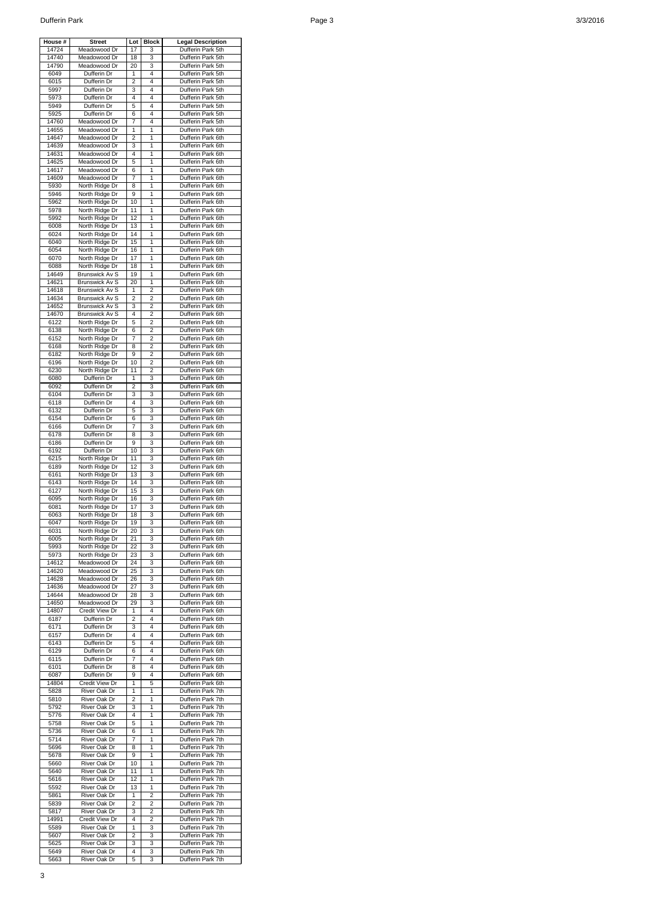| House # | Street | Lot | Block | Legal Description |
|---|---|---|---|---|
| 14724 | Meadowood Dr | 17 | 3 | Dufferin Park 5th |
| 14740 | Meadowood Dr | 18 | 3 | Dufferin Park 5th |
| 14790 | Meadowood Dr | 20 | 3 | Dufferin Park 5th |
| 6049 | Dufferin Dr | 1 | 4 | Dufferin Park 5th |
| 6015 | Dufferin Dr | 2 | 4 | Dufferin Park 5th |
| 5997 | Dufferin Dr | 3 | 4 | Dufferin Park 5th |
| 5973 | Dufferin Dr | 4 | 4 | Dufferin Park 5th |
| 5949 | Dufferin Dr | 5 | 4 | Dufferin Park 5th |
| 5925 | Dufferin Dr | 6 | 4 | Dufferin Park 5th |
| 14760 | Meadowood Dr | 7 | 4 | Dufferin Park 5th |
| 14655 | Meadowood Dr | 1 | 1 | Dufferin Park 6th |
| 14647 | Meadowood Dr | 2 | 1 | Dufferin Park 6th |
| 14639 | Meadowood Dr | 3 | 1 | Dufferin Park 6th |
| 14631 | Meadowood Dr | 4 | 1 | Dufferin Park 6th |
| 14625 | Meadowood Dr | 5 | 1 | Dufferin Park 6th |
| 14617 | Meadowood Dr | 6 | 1 | Dufferin Park 6th |
| 14609 | Meadowood Dr | 7 | 1 | Dufferin Park 6th |
| 5930 | North Ridge Dr | 8 | 1 | Dufferin Park 6th |
| 5946 | North Ridge Dr | 9 | 1 | Dufferin Park 6th |
| 5962 | North Ridge Dr | 10 | 1 | Dufferin Park 6th |
| 5978 | North Ridge Dr | 11 | 1 | Dufferin Park 6th |
| 5992 | North Ridge Dr | 12 | 1 | Dufferin Park 6th |
| 6008 | North Ridge Dr | 13 | 1 | Dufferin Park 6th |
| 6024 | North Ridge Dr | 14 | 1 | Dufferin Park 6th |
| 6040 | North Ridge Dr | 15 | 1 | Dufferin Park 6th |
| 6054 | North Ridge Dr | 16 | 1 | Dufferin Park 6th |
| 6070 | North Ridge Dr | 17 | 1 | Dufferin Park 6th |
| 6088 | North Ridge Dr | 18 | 1 | Dufferin Park 6th |
| 14649 | Brunswick Av S | 19 | 1 | Dufferin Park 6th |
| 14621 | Brunswick Av S | 20 | 1 | Dufferin Park 6th |
| 14618 | Brunswick Av S | 1 | 2 | Dufferin Park 6th |
| 14634 | Brunswick Av S | 2 | 2 | Dufferin Park 6th |
| 14652 | Brunswick Av S | 3 | 2 | Dufferin Park 6th |
| 14670 | Brunswick Av S | 4 | 2 | Dufferin Park 6th |
| 6122 | North Ridge Dr | 5 | 2 | Dufferin Park 6th |
| 6138 | North Ridge Dr | 6 | 2 | Dufferin Park 6th |
| 6152 | North Ridge Dr | 7 | 2 | Dufferin Park 6th |
| 6168 | North Ridge Dr | 8 | 2 | Dufferin Park 6th |
| 6182 | North Ridge Dr | 9 | 2 | Dufferin Park 6th |
| 6196 | North Ridge Dr | 10 | 2 | Dufferin Park 6th |
| 6230 | North Ridge Dr | 11 | 2 | Dufferin Park 6th |
| 6080 | Dufferin Dr | 1 | 3 | Dufferin Park 6th |
| 6092 | Dufferin Dr | 2 | 3 | Dufferin Park 6th |
| 6104 | Dufferin Dr | 3 | 3 | Dufferin Park 6th |
| 6118 | Dufferin Dr | 4 | 3 | Dufferin Park 6th |
| 6132 | Dufferin Dr | 5 | 3 | Dufferin Park 6th |
| 6154 | Dufferin Dr | 6 | 3 | Dufferin Park 6th |
| 6166 | Dufferin Dr | 7 | 3 | Dufferin Park 6th |
| 6178 | Dufferin Dr | 8 | 3 | Dufferin Park 6th |
| 6186 | Dufferin Dr | 9 | 3 | Dufferin Park 6th |
| 6192 | Dufferin Dr | 10 | 3 | Dufferin Park 6th |
| 6215 | North Ridge Dr | 11 | 3 | Dufferin Park 6th |
| 6189 | North Ridge Dr | 12 | 3 | Dufferin Park 6th |
| 6161 | North Ridge Dr | 13 | 3 | Dufferin Park 6th |
| 6143 | North Ridge Dr | 14 | 3 | Dufferin Park 6th |
| 6127 | North Ridge Dr | 15 | 3 | Dufferin Park 6th |
| 6095 | North Ridge Dr | 16 | 3 | Dufferin Park 6th |
| 6081 | North Ridge Dr | 17 | 3 | Dufferin Park 6th |
| 6063 | North Ridge Dr | 18 | 3 | Dufferin Park 6th |
| 6047 | North Ridge Dr | 19 | 3 | Dufferin Park 6th |
| 6031 | North Ridge Dr | 20 | 3 | Dufferin Park 6th |
| 6005 | North Ridge Dr | 21 | 3 | Dufferin Park 6th |
| 5993 | North Ridge Dr | 22 | 3 | Dufferin Park 6th |
| 5973 | North Ridge Dr | 23 | 3 | Dufferin Park 6th |
| 14612 | Meadowood Dr | 24 | 3 | Dufferin Park 6th |
| 14620 | Meadowood Dr | 25 | 3 | Dufferin Park 6th |
| 14628 | Meadowood Dr | 26 | 3 | Dufferin Park 6th |
| 14636 | Meadowood Dr | 27 | 3 | Dufferin Park 6th |
| 14644 | Meadowood Dr | 28 | 3 | Dufferin Park 6th |
| 14650 | Meadowood Dr | 29 | 3 | Dufferin Park 6th |
| 14807 | Credit View Dr | 1 | 4 | Dufferin Park 6th |
| 6187 | Dufferin Dr | 2 | 4 | Dufferin Park 6th |
| 6171 | Dufferin Dr | 3 | 4 | Dufferin Park 6th |
| 6157 | Dufferin Dr | 4 | 4 | Dufferin Park 6th |
| 6143 | Dufferin Dr | 5 | 4 | Dufferin Park 6th |
| 6129 | Dufferin Dr | 6 | 4 | Dufferin Park 6th |
| 6115 | Dufferin Dr | 7 | 4 | Dufferin Park 6th |
| 6101 | Dufferin Dr | 8 | 4 | Dufferin Park 6th |
| 6087 | Dufferin Dr | 9 | 4 | Dufferin Park 6th |
| 14804 | Credit View Dr | 1 | 5 | Dufferin Park 6th |
| 5828 | River Oak Dr | 1 | 1 | Dufferin Park 7th |
| 5810 | River Oak Dr | 2 | 1 | Dufferin Park 7th |
| 5792 | River Oak Dr | 3 | 1 | Dufferin Park 7th |
| 5776 | River Oak Dr | 4 | 1 | Dufferin Park 7th |
| 5758 | River Oak Dr | 5 | 1 | Dufferin Park 7th |
| 5736 | River Oak Dr | 6 | 1 | Dufferin Park 7th |
| 5714 | River Oak Dr | 7 | 1 | Dufferin Park 7th |
| 5696 | River Oak Dr | 8 | 1 | Dufferin Park 7th |
| 5678 | River Oak Dr | 9 | 1 | Dufferin Park 7th |
| 5660 | River Oak Dr | 10 | 1 | Dufferin Park 7th |
| 5640 | River Oak Dr | 11 | 1 | Dufferin Park 7th |
| 5616 | River Oak Dr | 12 | 1 | Dufferin Park 7th |
| 5592 | River Oak Dr | 13 | 1 | Dufferin Park 7th |
| 5861 | River Oak Dr | 1 | 2 | Dufferin Park 7th |
| 5839 | River Oak Dr | 2 | 2 | Dufferin Park 7th |
| 5817 | River Oak Dr | 3 | 2 | Dufferin Park 7th |
| 14991 | Credit View Dr | 4 | 2 | Dufferin Park 7th |
| 5589 | River Oak Dr | 1 | 3 | Dufferin Park 7th |
| 5607 | River Oak Dr | 2 | 3 | Dufferin Park 7th |
| 5625 | River Oak Dr | 3 | 3 | Dufferin Park 7th |
| 5649 | River Oak Dr | 4 | 3 | Dufferin Park 7th |
| 5663 | River Oak Dr | 5 | 3 | Dufferin Park 7th |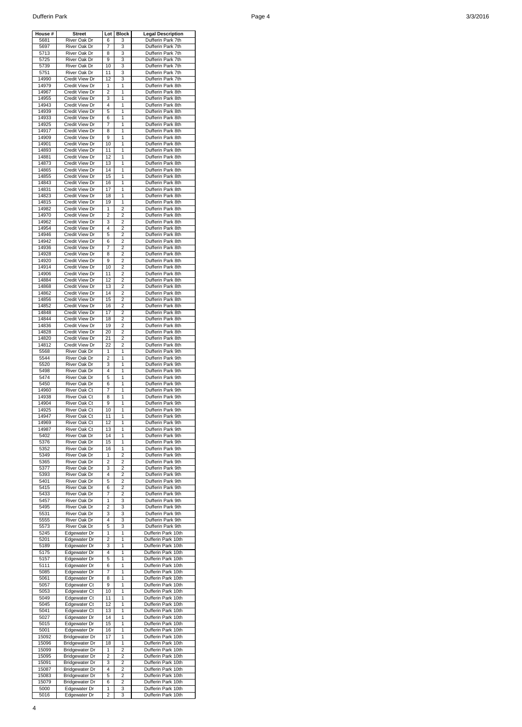| House # | Street | Lot | Block | Legal Description |
|---|---|---|---|---|
| 5681 | River Oak Dr | 6 | 3 | Dufferin Park 7th |
| 5697 | River Oak Dr | 7 | 3 | Dufferin Park 7th |
| 5713 | River Oak Dr | 8 | 3 | Dufferin Park 7th |
| 5725 | River Oak Dr | 9 | 3 | Dufferin Park 7th |
| 5739 | River Oak Dr | 10 | 3 | Dufferin Park 7th |
| 5751 | River Oak Dr | 11 | 3 | Dufferin Park 7th |
| 14990 | Credit View Dr | 12 | 3 | Dufferin Park 7th |
| 14979 | Credit View Dr | 1 | 1 | Dufferin Park 8th |
| 14967 | Credit View Dr | 2 | 1 | Dufferin Park 8th |
| 14955 | Credit View Dr | 3 | 1 | Dufferin Park 8th |
| 14943 | Credit View Dr | 4 | 1 | Dufferin Park 8th |
| 14939 | Credit View Dr | 5 | 1 | Dufferin Park 8th |
| 14933 | Credit View Dr | 6 | 1 | Dufferin Park 8th |
| 14925 | Credit View Dr | 7 | 1 | Dufferin Park 8th |
| 14917 | Credit View Dr | 8 | 1 | Dufferin Park 8th |
| 14909 | Credit View Dr | 9 | 1 | Dufferin Park 8th |
| 14901 | Credit View Dr | 10 | 1 | Dufferin Park 8th |
| 14893 | Credit View Dr | 11 | 1 | Dufferin Park 8th |
| 14881 | Credit View Dr | 12 | 1 | Dufferin Park 8th |
| 14873 | Credit View Dr | 13 | 1 | Dufferin Park 8th |
| 14865 | Credit View Dr | 14 | 1 | Dufferin Park 8th |
| 14855 | Credit View Dr | 15 | 1 | Dufferin Park 8th |
| 14843 | Credit View Dr | 16 | 1 | Dufferin Park 8th |
| 14831 | Credit View Dr | 17 | 1 | Dufferin Park 8th |
| 14823 | Credit View Dr | 18 | 1 | Dufferin Park 8th |
| 14815 | Credit View Dr | 19 | 1 | Dufferin Park 8th |
| 14982 | Credit View Dr | 1 | 2 | Dufferin Park 8th |
| 14970 | Credit View Dr | 2 | 2 | Dufferin Park 8th |
| 14962 | Credit View Dr | 3 | 2 | Dufferin Park 8th |
| 14954 | Credit View Dr | 4 | 2 | Dufferin Park 8th |
| 14946 | Credit View Dr | 5 | 2 | Dufferin Park 8th |
| 14942 | Credit View Dr | 6 | 2 | Dufferin Park 8th |
| 14936 | Credit View Dr | 7 | 2 | Dufferin Park 8th |
| 14928 | Credit View Dr | 8 | 2 | Dufferin Park 8th |
| 14920 | Credit View Dr | 9 | 2 | Dufferin Park 8th |
| 14914 | Credit View Dr | 10 | 2 | Dufferin Park 8th |
| 14906 | Credit View Dr | 11 | 2 | Dufferin Park 8th |
| 14884 | Credit View Dr | 12 | 2 | Dufferin Park 8th |
| 14868 | Credit View Dr | 13 | 2 | Dufferin Park 8th |
| 14862 | Credit View Dr | 14 | 2 | Dufferin Park 8th |
| 14856 | Credit View Dr | 15 | 2 | Dufferin Park 8th |
| 14852 | Credit View Dr | 16 | 2 | Dufferin Park 8th |
| 14848 | Credit View Dr | 17 | 2 | Dufferin Park 8th |
| 14844 | Credit View Dr | 18 | 2 | Dufferin Park 8th |
| 14836 | Credit View Dr | 19 | 2 | Dufferin Park 8th |
| 14828 | Credit View Dr | 20 | 2 | Dufferin Park 8th |
| 14820 | Credit View Dr | 21 | 2 | Dufferin Park 8th |
| 14812 | Credit View Dr | 22 | 2 | Dufferin Park 8th |
| 5568 | River Oak Dr | 1 | 1 | Dufferin Park 9th |
| 5544 | River Oak Dr | 2 | 1 | Dufferin Park 9th |
| 5520 | River Oak Dr | 3 | 1 | Dufferin Park 9th |
| 5498 | River Oak Dr | 4 | 1 | Dufferin Park 9th |
| 5474 | River Oak Dr | 5 | 1 | Dufferin Park 9th |
| 5450 | River Oak Dr | 6 | 1 | Dufferin Park 9th |
| 14960 | River Oak Ct | 7 | 1 | Dufferin Park 9th |
| 14938 | River Oak Ct | 8 | 1 | Dufferin Park 9th |
| 14904 | River Oak Ct | 9 | 1 | Dufferin Park 9th |
| 14925 | River Oak Ct | 10 | 1 | Dufferin Park 9th |
| 14947 | River Oak Ct | 11 | 1 | Dufferin Park 9th |
| 14969 | River Oak Ct | 12 | 1 | Dufferin Park 9th |
| 14987 | River Oak Ct | 13 | 1 | Dufferin Park 9th |
| 5402 | River Oak Dr | 14 | 1 | Dufferin Park 9th |
| 5376 | River Oak Dr | 15 | 1 | Dufferin Park 9th |
| 5352 | River Oak Dr | 16 | 1 | Dufferin Park 9th |
| 5349 | River Oak Dr | 1 | 2 | Dufferin Park 9th |
| 5365 | River Oak Dr | 2 | 2 | Dufferin Park 9th |
| 5377 | River Oak Dr | 3 | 2 | Dufferin Park 9th |
| 5393 | River Oak Dr | 4 | 2 | Dufferin Park 9th |
| 5401 | River Oak Dr | 5 | 2 | Dufferin Park 9th |
| 5415 | River Oak Dr | 6 | 2 | Dufferin Park 9th |
| 5433 | River Oak Dr | 7 | 2 | Dufferin Park 9th |
| 5457 | River Oak Dr | 1 | 3 | Dufferin Park 9th |
| 5495 | River Oak Dr | 2 | 3 | Dufferin Park 9th |
| 5531 | River Oak Dr | 3 | 3 | Dufferin Park 9th |
| 5555 | River Oak Dr | 4 | 3 | Dufferin Park 9th |
| 5573 | River Oak Dr | 5 | 3 | Dufferin Park 9th |
| 5245 | Edgewater Dr | 1 | 1 | Dufferin Park 10th |
| 5201 | Edgewater Dr | 2 | 1 | Dufferin Park 10th |
| 5189 | Edgewater Dr | 3 | 1 | Dufferin Park 10th |
| 5175 | Edgewater Dr | 4 | 1 | Dufferin Park 10th |
| 5157 | Edgewater Dr | 5 | 1 | Dufferin Park 10th |
| 5111 | Edgewater Dr | 6 | 1 | Dufferin Park 10th |
| 5085 | Edgewater Dr | 7 | 1 | Dufferin Park 10th |
| 5061 | Edgewater Dr | 8 | 1 | Dufferin Park 10th |
| 5057 | Edgewater Ct | 9 | 1 | Dufferin Park 10th |
| 5053 | Edgewater Ct | 10 | 1 | Dufferin Park 10th |
| 5049 | Edgewater Ct | 11 | 1 | Dufferin Park 10th |
| 5045 | Edgewater Ct | 12 | 1 | Dufferin Park 10th |
| 5041 | Edgewater Ct | 13 | 1 | Dufferin Park 10th |
| 5027 | Edgewater Dr | 14 | 1 | Dufferin Park 10th |
| 5015 | Edgewater Dr | 15 | 1 | Dufferin Park 10th |
| 5001 | Edgewater Dr | 16 | 1 | Dufferin Park 10th |
| 15092 | Bridgewater Dr | 17 | 1 | Dufferin Park 10th |
| 15096 | Bridgewater Dr | 18 | 1 | Dufferin Park 10th |
| 15099 | Bridgewater Dr | 1 | 2 | Dufferin Park 10th |
| 15095 | Bridgewater Dr | 2 | 2 | Dufferin Park 10th |
| 15091 | Bridgewater Dr | 3 | 2 | Dufferin Park 10th |
| 15087 | Bridgewater Dr | 4 | 2 | Dufferin Park 10th |
| 15083 | Bridgewater Dr | 5 | 2 | Dufferin Park 10th |
| 15079 | Bridgewater Dr | 6 | 2 | Dufferin Park 10th |
| 5000 | Edgewater Dr | 1 | 3 | Dufferin Park 10th |
| 5016 | Edgewater Dr | 2 | 3 | Dufferin Park 10th |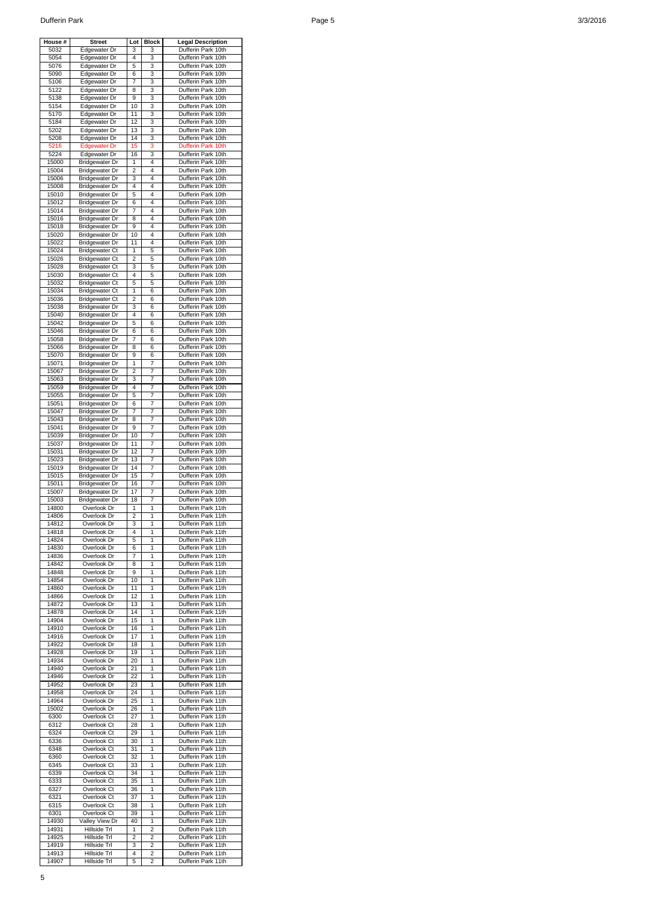| House # | Street | Lot | Block | Legal Description |
|---|---|---|---|---|
| 5032 | Edgewater Dr | 3 | 3 | Dufferin Park 10th |
| 5054 | Edgewater Dr | 4 | 3 | Dufferin Park 10th |
| 5076 | Edgewater Dr | 5 | 3 | Dufferin Park 10th |
| 5090 | Edgewater Dr | 6 | 3 | Dufferin Park 10th |
| 5106 | Edgewater Dr | 7 | 3 | Dufferin Park 10th |
| 5122 | Edgewater Dr | 8 | 3 | Dufferin Park 10th |
| 5138 | Edgewater Dr | 9 | 3 | Dufferin Park 10th |
| 5154 | Edgewater Dr | 10 | 3 | Dufferin Park 10th |
| 5170 | Edgewater Dr | 11 | 3 | Dufferin Park 10th |
| 5184 | Edgewater Dr | 12 | 3 | Dufferin Park 10th |
| 5202 | Edgewater Dr | 13 | 3 | Dufferin Park 10th |
| 5208 | Edgewater Dr | 14 | 3 | Dufferin Park 10th |
| 5216 | Edgewater Dr | 15 | 3 | Dufferin Park 10th |
| 5224 | Edgewater Dr | 16 | 3 | Dufferin Park 10th |
| 15000 | Bridgewater Dr | 1 | 4 | Dufferin Park 10th |
| 15004 | Bridgewater Dr | 2 | 4 | Dufferin Park 10th |
| 15006 | Bridgewater Dr | 3 | 4 | Dufferin Park 10th |
| 15008 | Bridgewater Dr | 4 | 4 | Dufferin Park 10th |
| 15010 | Bridgewater Dr | 5 | 4 | Dufferin Park 10th |
| 15012 | Bridgewater Dr | 6 | 4 | Dufferin Park 10th |
| 15014 | Bridgewater Dr | 7 | 4 | Dufferin Park 10th |
| 15016 | Bridgewater Dr | 8 | 4 | Dufferin Park 10th |
| 15018 | Bridgewater Dr | 9 | 4 | Dufferin Park 10th |
| 15020 | Bridgewater Dr | 10 | 4 | Dufferin Park 10th |
| 15022 | Bridgewater Dr | 11 | 4 | Dufferin Park 10th |
| 15024 | Bridgewater Ct | 1 | 5 | Dufferin Park 10th |
| 15026 | Bridgewater Ct | 2 | 5 | Dufferin Park 10th |
| 15028 | Bridgewater Ct | 3 | 5 | Dufferin Park 10th |
| 15030 | Bridgewater Ct | 4 | 5 | Dufferin Park 10th |
| 15032 | Bridgewater Ct | 5 | 5 | Dufferin Park 10th |
| 15034 | Bridgewater Ct | 1 | 6 | Dufferin Park 10th |
| 15036 | Bridgewater Ct | 2 | 6 | Dufferin Park 10th |
| 15038 | Bridgewater Dr | 3 | 6 | Dufferin Park 10th |
| 15040 | Bridgewater Dr | 4 | 6 | Dufferin Park 10th |
| 15042 | Bridgewater Dr | 5 | 6 | Dufferin Park 10th |
| 15046 | Bridgewater Dr | 6 | 6 | Dufferin Park 10th |
| 15058 | Bridgewater Dr | 7 | 6 | Dufferin Park 10th |
| 15066 | Bridgewater Dr | 8 | 6 | Dufferin Park 10th |
| 15070 | Bridgewater Dr | 9 | 6 | Dufferin Park 10th |
| 15071 | Bridgewater Dr | 1 | 7 | Dufferin Park 10th |
| 15067 | Bridgewater Dr | 2 | 7 | Dufferin Park 10th |
| 15063 | Bridgewater Dr | 3 | 7 | Dufferin Park 10th |
| 15059 | Bridgewater Dr | 4 | 7 | Dufferin Park 10th |
| 15055 | Bridgewater Dr | 5 | 7 | Dufferin Park 10th |
| 15051 | Bridgewater Dr | 6 | 7 | Dufferin Park 10th |
| 15047 | Bridgewater Dr | 7 | 7 | Dufferin Park 10th |
| 15043 | Bridgewater Dr | 8 | 7 | Dufferin Park 10th |
| 15041 | Bridgewater Dr | 9 | 7 | Dufferin Park 10th |
| 15039 | Bridgewater Dr | 10 | 7 | Dufferin Park 10th |
| 15037 | Bridgewater Dr | 11 | 7 | Dufferin Park 10th |
| 15031 | Bridgewater Dr | 12 | 7 | Dufferin Park 10th |
| 15023 | Bridgewater Dr | 13 | 7 | Dufferin Park 10th |
| 15019 | Bridgewater Dr | 14 | 7 | Dufferin Park 10th |
| 15015 | Bridgewater Dr | 15 | 7 | Dufferin Park 10th |
| 15011 | Bridgewater Dr | 16 | 7 | Dufferin Park 10th |
| 15007 | Bridgewater Dr | 17 | 7 | Dufferin Park 10th |
| 15003 | Bridgewater Dr | 18 | 7 | Dufferin Park 10th |
| 14800 | Overlook Dr | 1 | 1 | Dufferin Park 11th |
| 14806 | Overlook Dr | 2 | 1 | Dufferin Park 11th |
| 14812 | Overlook Dr | 3 | 1 | Dufferin Park 11th |
| 14818 | Overlook Dr | 4 | 1 | Dufferin Park 11th |
| 14824 | Overlook Dr | 5 | 1 | Dufferin Park 11th |
| 14830 | Overlook Dr | 6 | 1 | Dufferin Park 11th |
| 14836 | Overlook Dr | 7 | 1 | Dufferin Park 11th |
| 14842 | Overlook Dr | 8 | 1 | Dufferin Park 11th |
| 14848 | Overlook Dr | 9 | 1 | Dufferin Park 11th |
| 14854 | Overlook Dr | 10 | 1 | Dufferin Park 11th |
| 14860 | Overlook Dr | 11 | 1 | Dufferin Park 11th |
| 14866 | Overlook Dr | 12 | 1 | Dufferin Park 11th |
| 14872 | Overlook Dr | 13 | 1 | Dufferin Park 11th |
| 14878 | Overlook Dr | 14 | 1 | Dufferin Park 11th |
| 14904 | Overlook Dr | 15 | 1 | Dufferin Park 11th |
| 14910 | Overlook Dr | 16 | 1 | Dufferin Park 11th |
| 14916 | Overlook Dr | 17 | 1 | Dufferin Park 11th |
| 14922 | Overlook Dr | 18 | 1 | Dufferin Park 11th |
| 14928 | Overlook Dr | 19 | 1 | Dufferin Park 11th |
| 14934 | Overlook Dr | 20 | 1 | Dufferin Park 11th |
| 14940 | Overlook Dr | 21 | 1 | Dufferin Park 11th |
| 14946 | Overlook Dr | 22 | 1 | Dufferin Park 11th |
| 14952 | Overlook Dr | 23 | 1 | Dufferin Park 11th |
| 14958 | Overlook Dr | 24 | 1 | Dufferin Park 11th |
| 14964 | Overlook Dr | 25 | 1 | Dufferin Park 11th |
| 15002 | Overlook Dr | 26 | 1 | Dufferin Park 11th |
| 6300 | Overlook Ct | 27 | 1 | Dufferin Park 11th |
| 6312 | Overlook Ct | 28 | 1 | Dufferin Park 11th |
| 6324 | Overlook Ct | 29 | 1 | Dufferin Park 11th |
| 6336 | Overlook Ct | 30 | 1 | Dufferin Park 11th |
| 6348 | Overlook Ct | 31 | 1 | Dufferin Park 11th |
| 6360 | Overlook Ct | 32 | 1 | Dufferin Park 11th |
| 6345 | Overlook Ct | 33 | 1 | Dufferin Park 11th |
| 6339 | Overlook Ct | 34 | 1 | Dufferin Park 11th |
| 6333 | Overlook Ct | 35 | 1 | Dufferin Park 11th |
| 6327 | Overlook Ct | 36 | 1 | Dufferin Park 11th |
| 6321 | Overlook Ct | 37 | 1 | Dufferin Park 11th |
| 6315 | Overlook Ct | 38 | 1 | Dufferin Park 11th |
| 6301 | Overlook Ct | 39 | 1 | Dufferin Park 11th |
| 14930 | Valley View Dr | 40 | 1 | Dufferin Park 11th |
| 14931 | Hillside Trl | 1 | 2 | Dufferin Park 11th |
| 14925 | Hillside Trl | 2 | 2 | Dufferin Park 11th |
| 14919 | Hillside Trl | 3 | 2 | Dufferin Park 11th |
| 14913 | Hillside Trl | 4 | 2 | Dufferin Park 11th |
| 14907 | Hillside Trl | 5 | 2 | Dufferin Park 11th |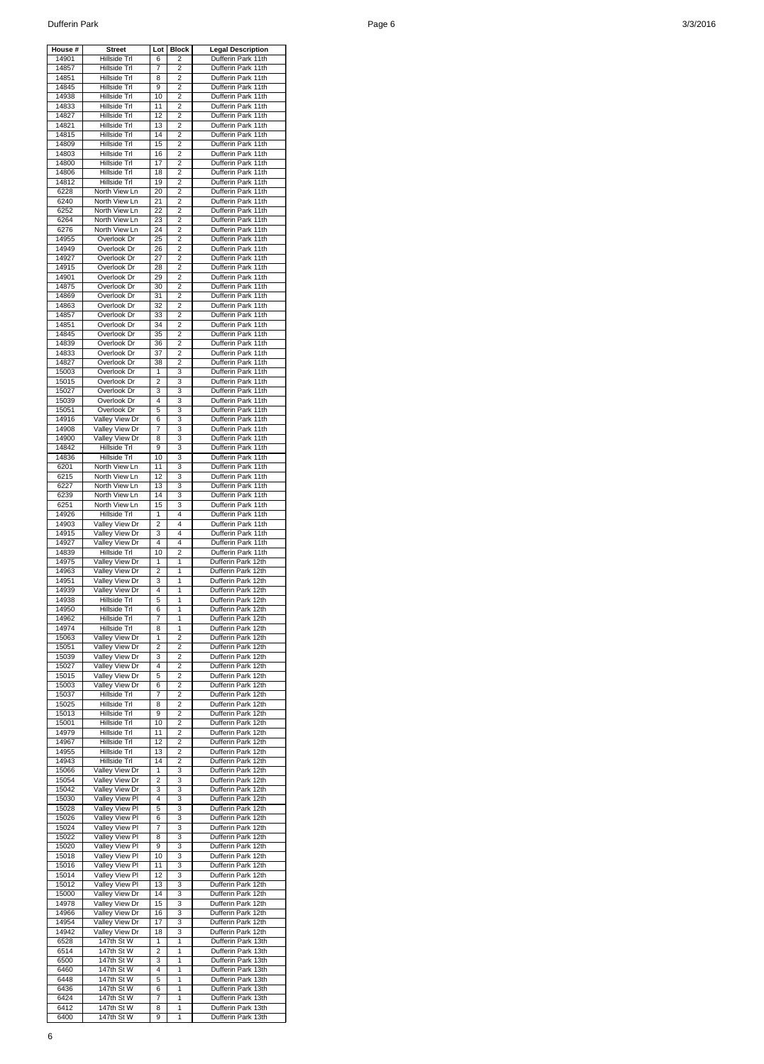| House # | Street | Lot | Block | Legal Description |
|---|---|---|---|---|
| 14901 | Hillside Trl | 6 | 2 | Dufferin Park 11th |
| 14857 | Hillside Trl | 7 | 2 | Dufferin Park 11th |
| 14851 | Hillside Trl | 8 | 2 | Dufferin Park 11th |
| 14845 | Hillside Trl | 9 | 2 | Dufferin Park 11th |
| 14938 | Hillside Trl | 10 | 2 | Dufferin Park 11th |
| 14833 | Hillside Trl | 11 | 2 | Dufferin Park 11th |
| 14827 | Hillside Trl | 12 | 2 | Dufferin Park 11th |
| 14821 | Hillside Trl | 13 | 2 | Dufferin Park 11th |
| 14815 | Hillside Trl | 14 | 2 | Dufferin Park 11th |
| 14809 | Hillside Trl | 15 | 2 | Dufferin Park 11th |
| 14803 | Hillside Trl | 16 | 2 | Dufferin Park 11th |
| 14800 | Hillside Trl | 17 | 2 | Dufferin Park 11th |
| 14806 | Hillside Trl | 18 | 2 | Dufferin Park 11th |
| 14812 | Hillside Trl | 19 | 2 | Dufferin Park 11th |
| 6228 | North View Ln | 20 | 2 | Dufferin Park 11th |
| 6240 | North View Ln | 21 | 2 | Dufferin Park 11th |
| 6252 | North View Ln | 22 | 2 | Dufferin Park 11th |
| 6264 | North View Ln | 23 | 2 | Dufferin Park 11th |
| 6276 | North View Ln | 24 | 2 | Dufferin Park 11th |
| 14955 | Overlook Dr | 25 | 2 | Dufferin Park 11th |
| 14949 | Overlook Dr | 26 | 2 | Dufferin Park 11th |
| 14927 | Overlook Dr | 27 | 2 | Dufferin Park 11th |
| 14915 | Overlook Dr | 28 | 2 | Dufferin Park 11th |
| 14901 | Overlook Dr | 29 | 2 | Dufferin Park 11th |
| 14875 | Overlook Dr | 30 | 2 | Dufferin Park 11th |
| 14869 | Overlook Dr | 31 | 2 | Dufferin Park 11th |
| 14863 | Overlook Dr | 32 | 2 | Dufferin Park 11th |
| 14857 | Overlook Dr | 33 | 2 | Dufferin Park 11th |
| 14851 | Overlook Dr | 34 | 2 | Dufferin Park 11th |
| 14845 | Overlook Dr | 35 | 2 | Dufferin Park 11th |
| 14839 | Overlook Dr | 36 | 2 | Dufferin Park 11th |
| 14833 | Overlook Dr | 37 | 2 | Dufferin Park 11th |
| 14827 | Overlook Dr | 38 | 2 | Dufferin Park 11th |
| 15003 | Overlook Dr | 1 | 3 | Dufferin Park 11th |
| 15015 | Overlook Dr | 2 | 3 | Dufferin Park 11th |
| 15027 | Overlook Dr | 3 | 3 | Dufferin Park 11th |
| 15039 | Overlook Dr | 4 | 3 | Dufferin Park 11th |
| 15051 | Overlook Dr | 5 | 3 | Dufferin Park 11th |
| 14916 | Valley View Dr | 6 | 3 | Dufferin Park 11th |
| 14908 | Valley View Dr | 7 | 3 | Dufferin Park 11th |
| 14900 | Valley View Dr | 8 | 3 | Dufferin Park 11th |
| 14842 | Hillside Trl | 9 | 3 | Dufferin Park 11th |
| 14836 | Hillside Trl | 10 | 3 | Dufferin Park 11th |
| 6201 | North View Ln | 11 | 3 | Dufferin Park 11th |
| 6215 | North View Ln | 12 | 3 | Dufferin Park 11th |
| 6227 | North View Ln | 13 | 3 | Dufferin Park 11th |
| 6239 | North View Ln | 14 | 3 | Dufferin Park 11th |
| 6251 | North View Ln | 15 | 3 | Dufferin Park 11th |
| 14926 | Hillside Trl | 1 | 4 | Dufferin Park 11th |
| 14903 | Valley View Dr | 2 | 4 | Dufferin Park 11th |
| 14915 | Valley View Dr | 3 | 4 | Dufferin Park 11th |
| 14927 | Valley View Dr | 4 | 4 | Dufferin Park 11th |
| 14839 | Hillside Trl | 10 | 2 | Dufferin Park 11th |
| 14975 | Valley View Dr | 1 | 1 | Dufferin Park 12th |
| 14963 | Valley View Dr | 2 | 1 | Dufferin Park 12th |
| 14951 | Valley View Dr | 3 | 1 | Dufferin Park 12th |
| 14939 | Valley View Dr | 4 | 1 | Dufferin Park 12th |
| 14938 | Hillside Trl | 5 | 1 | Dufferin Park 12th |
| 14950 | Hillside Trl | 6 | 1 | Dufferin Park 12th |
| 14962 | Hillside Trl | 7 | 1 | Dufferin Park 12th |
| 14974 | Hillside Trl | 8 | 1 | Dufferin Park 12th |
| 15063 | Valley View Dr | 1 | 2 | Dufferin Park 12th |
| 15051 | Valley View Dr | 2 | 2 | Dufferin Park 12th |
| 15039 | Valley View Dr | 3 | 2 | Dufferin Park 12th |
| 15027 | Valley View Dr | 4 | 2 | Dufferin Park 12th |
| 15015 | Valley View Dr | 5 | 2 | Dufferin Park 12th |
| 15003 | Valley View Dr | 6 | 2 | Dufferin Park 12th |
| 15037 | Hillside Trl | 7 | 2 | Dufferin Park 12th |
| 15025 | Hillside Trl | 8 | 2 | Dufferin Park 12th |
| 15013 | Hillside Trl | 9 | 2 | Dufferin Park 12th |
| 15001 | Hillside Trl | 10 | 2 | Dufferin Park 12th |
| 14979 | Hillside Trl | 11 | 2 | Dufferin Park 12th |
| 14967 | Hillside Trl | 12 | 2 | Dufferin Park 12th |
| 14955 | Hillside Trl | 13 | 2 | Dufferin Park 12th |
| 14943 | Hillside Trl | 14 | 2 | Dufferin Park 12th |
| 15066 | Valley View Dr | 1 | 3 | Dufferin Park 12th |
| 15054 | Valley View Dr | 2 | 3 | Dufferin Park 12th |
| 15042 | Valley View Dr | 3 | 3 | Dufferin Park 12th |
| 15030 | Valley View Pl | 4 | 3 | Dufferin Park 12th |
| 15028 | Valley View Pl | 5 | 3 | Dufferin Park 12th |
| 15026 | Valley View Pl | 6 | 3 | Dufferin Park 12th |
| 15024 | Valley View Pl | 7 | 3 | Dufferin Park 12th |
| 15022 | Valley View Pl | 8 | 3 | Dufferin Park 12th |
| 15020 | Valley View Pl | 9 | 3 | Dufferin Park 12th |
| 15018 | Valley View Pl | 10 | 3 | Dufferin Park 12th |
| 15016 | Valley View Pl | 11 | 3 | Dufferin Park 12th |
| 15014 | Valley View Pl | 12 | 3 | Dufferin Park 12th |
| 15012 | Valley View Pl | 13 | 3 | Dufferin Park 12th |
| 15000 | Valley View Dr | 14 | 3 | Dufferin Park 12th |
| 14978 | Valley View Dr | 15 | 3 | Dufferin Park 12th |
| 14966 | Valley View Dr | 16 | 3 | Dufferin Park 12th |
| 14954 | Valley View Dr | 17 | 3 | Dufferin Park 12th |
| 14942 | Valley View Dr | 18 | 3 | Dufferin Park 12th |
| 6528 | 147th St W | 1 | 1 | Dufferin Park 13th |
| 6514 | 147th St W | 2 | 1 | Dufferin Park 13th |
| 6500 | 147th St W | 3 | 1 | Dufferin Park 13th |
| 6460 | 147th St W | 4 | 1 | Dufferin Park 13th |
| 6448 | 147th St W | 5 | 1 | Dufferin Park 13th |
| 6436 | 147th St W | 6 | 1 | Dufferin Park 13th |
| 6424 | 147th St W | 7 | 1 | Dufferin Park 13th |
| 6412 | 147th St W | 8 | 1 | Dufferin Park 13th |
| 6400 | 147th St W | 9 | 1 | Dufferin Park 13th |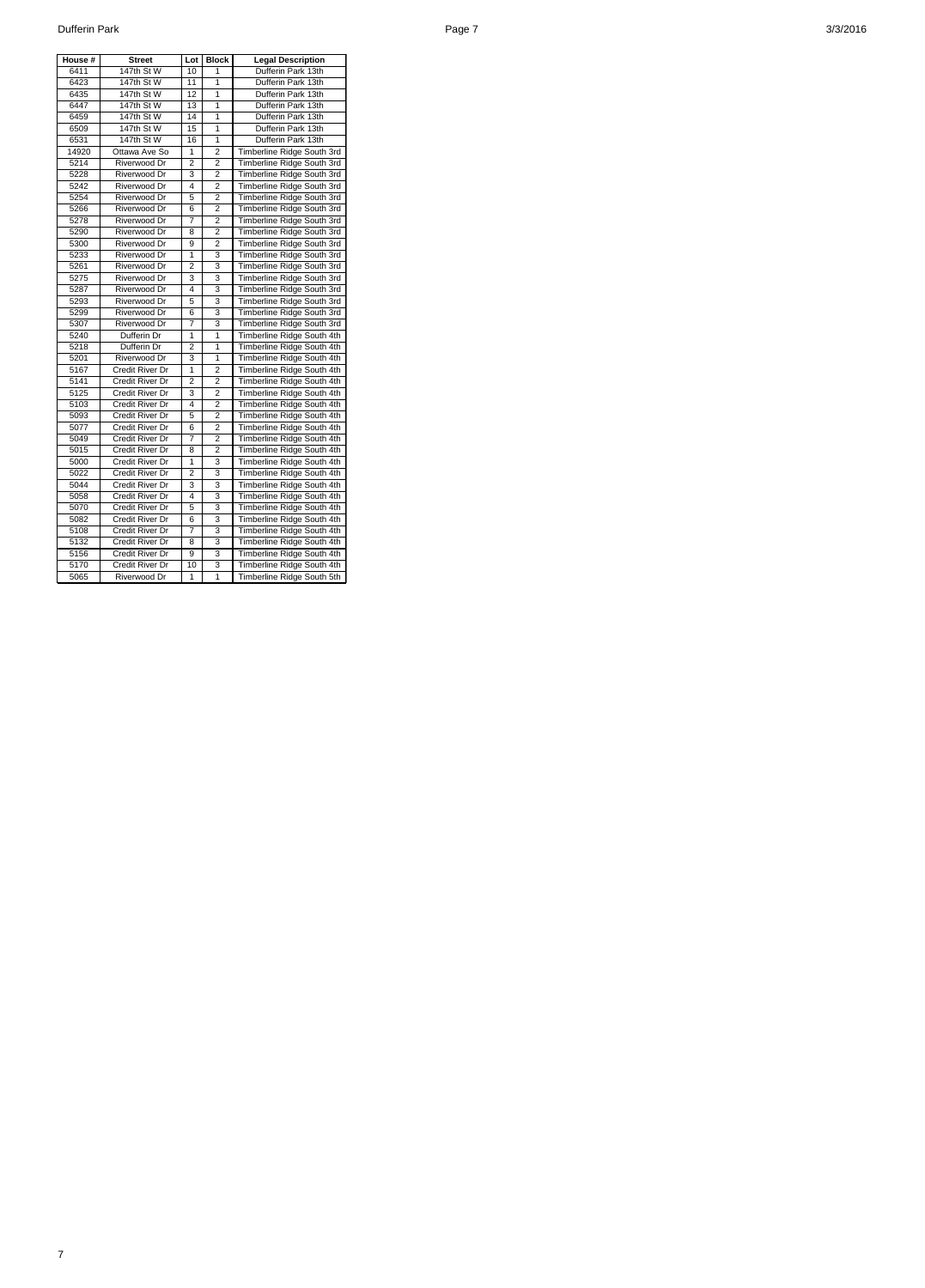| House # | Street | Lot | Block | Legal Description |
| --- | --- | --- | --- | --- |
| 6411 | 147th St W | 10 | 1 | Dufferin Park 13th |
| 6423 | 147th St W | 11 | 1 | Dufferin Park 13th |
| 6435 | 147th St W | 12 | 1 | Dufferin Park 13th |
| 6447 | 147th St W | 13 | 1 | Dufferin Park 13th |
| 6459 | 147th St W | 14 | 1 | Dufferin Park 13th |
| 6509 | 147th St W | 15 | 1 | Dufferin Park 13th |
| 6531 | 147th St W | 16 | 1 | Dufferin Park 13th |
| 14920 | Ottawa Ave So | 1 | 2 | Timberline Ridge South 3rd |
| 5214 | Riverwood Dr | 2 | 2 | Timberline Ridge South 3rd |
| 5228 | Riverwood Dr | 3 | 2 | Timberline Ridge South 3rd |
| 5242 | Riverwood Dr | 4 | 2 | Timberline Ridge South 3rd |
| 5254 | Riverwood Dr | 5 | 2 | Timberline Ridge South 3rd |
| 5266 | Riverwood Dr | 6 | 2 | Timberline Ridge South 3rd |
| 5278 | Riverwood Dr | 7 | 2 | Timberline Ridge South 3rd |
| 5290 | Riverwood Dr | 8 | 2 | Timberline Ridge South 3rd |
| 5300 | Riverwood Dr | 9 | 2 | Timberline Ridge South 3rd |
| 5233 | Riverwood Dr | 1 | 3 | Timberline Ridge South 3rd |
| 5261 | Riverwood Dr | 2 | 3 | Timberline Ridge South 3rd |
| 5275 | Riverwood Dr | 3 | 3 | Timberline Ridge South 3rd |
| 5287 | Riverwood Dr | 4 | 3 | Timberline Ridge South 3rd |
| 5293 | Riverwood Dr | 5 | 3 | Timberline Ridge South 3rd |
| 5299 | Riverwood Dr | 6 | 3 | Timberline Ridge South 3rd |
| 5307 | Riverwood Dr | 7 | 3 | Timberline Ridge South 3rd |
| 5240 | Dufferin Dr | 1 | 1 | Timberline Ridge South 4th |
| 5218 | Dufferin Dr | 2 | 1 | Timberline Ridge South 4th |
| 5201 | Riverwood Dr | 3 | 1 | Timberline Ridge South 4th |
| 5167 | Credit River Dr | 1 | 2 | Timberline Ridge South 4th |
| 5141 | Credit River Dr | 2 | 2 | Timberline Ridge South 4th |
| 5125 | Credit River Dr | 3 | 2 | Timberline Ridge South 4th |
| 5103 | Credit River Dr | 4 | 2 | Timberline Ridge South 4th |
| 5093 | Credit River Dr | 5 | 2 | Timberline Ridge South 4th |
| 5077 | Credit River Dr | 6 | 2 | Timberline Ridge South 4th |
| 5049 | Credit River Dr | 7 | 2 | Timberline Ridge South 4th |
| 5015 | Credit River Dr | 8 | 2 | Timberline Ridge South 4th |
| 5000 | Credit River Dr | 1 | 3 | Timberline Ridge South 4th |
| 5022 | Credit River Dr | 2 | 3 | Timberline Ridge South 4th |
| 5044 | Credit River Dr | 3 | 3 | Timberline Ridge South 4th |
| 5058 | Credit River Dr | 4 | 3 | Timberline Ridge South 4th |
| 5070 | Credit River Dr | 5 | 3 | Timberline Ridge South 4th |
| 5082 | Credit River Dr | 6 | 3 | Timberline Ridge South 4th |
| 5108 | Credit River Dr | 7 | 3 | Timberline Ridge South 4th |
| 5132 | Credit River Dr | 8 | 3 | Timberline Ridge South 4th |
| 5156 | Credit River Dr | 9 | 3 | Timberline Ridge South 4th |
| 5170 | Credit River Dr | 10 | 3 | Timberline Ridge South 4th |
| 5065 | Riverwood Dr | 1 | 1 | Timberline Ridge South 5th |